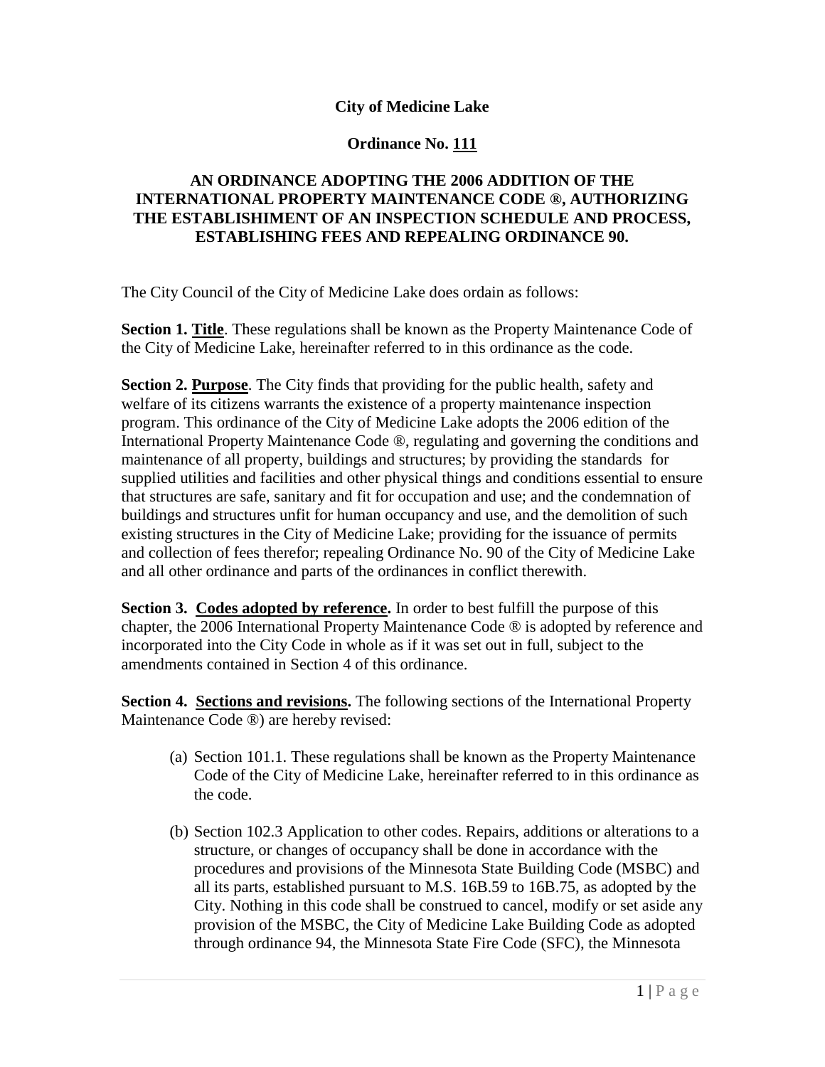**City of Medicine Lake**

**Ordinance No. <u>111</u>**

**AN ORDINANCE ADOPTING THE 2006 ADDITION OF THE INTERNATIONAL PROPERTY MAINTENANCE CODE ®, AUTHORIZING THE ESTABLISHIMENT OF AN INSPECTION SCHEDULE AND PROCESS, ESTABLISHING FEES AND REPEALING ORDINANCE 90.**

The City Council of the City of Medicine Lake does ordain as follows:

**Section 1. <u>Title</u>**. These regulations shall be known as the Property Maintenance Code of the City of Medicine Lake, hereinafter referred to in this ordinance as the code.

**Section 2. <u>Purpose</u>**. The City finds that providing for the public health, safety and welfare of its citizens warrants the existence of a property maintenance inspection program. This ordinance of the City of Medicine Lake adopts the 2006 edition of the International Property Maintenance Code ®, regulating and governing the conditions and maintenance of all property, buildings and structures; by providing the standards for supplied utilities and facilities and other physical things and conditions essential to ensure that structures are safe, sanitary and fit for occupation and use; and the condemnation of buildings and structures unfit for human occupancy and use, and the demolition of such existing structures in the City of Medicine Lake; providing for the issuance of permits and collection of fees therefor; repealing Ordinance No. 90 of the City of Medicine Lake and all other ordinance and parts of the ordinances in conflict therewith.

**Section 3. <u>Codes adopted by reference</u>.** In order to best fulfill the purpose of this chapter, the 2006 International Property Maintenance Code ® is adopted by reference and incorporated into the City Code in whole as if it was set out in full, subject to the amendments contained in Section 4 of this ordinance.

**Section 4. <u>Sections and revisions</u>.** The following sections of the International Property Maintenance Code ®) are hereby revised:

(a) Section 101.1. These regulations shall be known as the Property Maintenance Code of the City of Medicine Lake, hereinafter referred to in this ordinance as the code.

(b) Section 102.3 Application to other codes. Repairs, additions or alterations to a structure, or changes of occupancy shall be done in accordance with the procedures and provisions of the Minnesota State Building Code (MSBC) and all its parts, established pursuant to M.S. 16B.59 to 16B.75, as adopted by the City. Nothing in this code shall be construed to cancel, modify or set aside any provision of the MSBC, the City of Medicine Lake Building Code as adopted through ordinance 94, the Minnesota State Fire Code (SFC), the Minnesota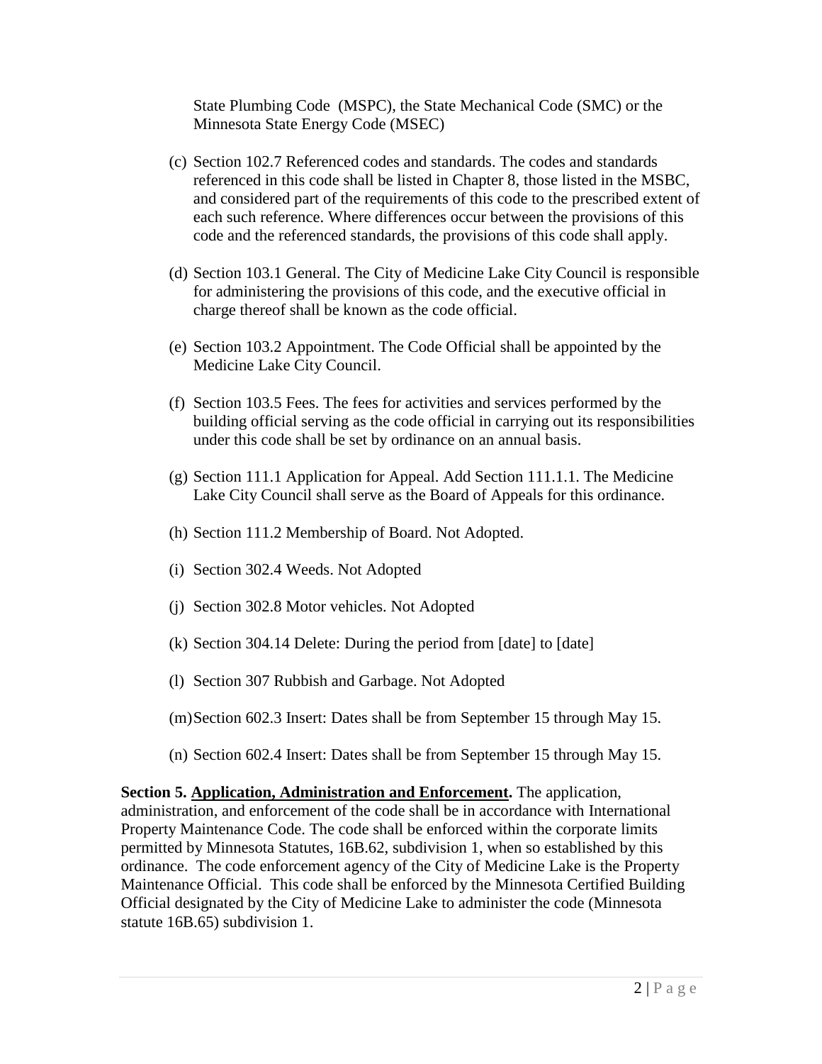State Plumbing Code (MSPC), the State Mechanical Code (SMC) or the Minnesota State Energy Code (MSEC)

(c) Section 102.7 Referenced codes and standards. The codes and standards referenced in this code shall be listed in Chapter 8, those listed in the MSBC, and considered part of the requirements of this code to the prescribed extent of each such reference. Where differences occur between the provisions of this code and the referenced standards, the provisions of this code shall apply.

(d) Section 103.1 General. The City of Medicine Lake City Council is responsible for administering the provisions of this code, and the executive official in charge thereof shall be known as the code official.

(e) Section 103.2 Appointment. The Code Official shall be appointed by the Medicine Lake City Council.

(f) Section 103.5 Fees. The fees for activities and services performed by the building official serving as the code official in carrying out its responsibilities under this code shall be set by ordinance on an annual basis.

(g) Section 111.1 Application for Appeal. Add Section 111.1.1. The Medicine Lake City Council shall serve as the Board of Appeals for this ordinance.

(h) Section 111.2 Membership of Board. Not Adopted.

(i) Section 302.4 Weeds. Not Adopted

(j) Section 302.8 Motor vehicles. Not Adopted

(k) Section 304.14 Delete: During the period from [date] to [date]

(l) Section 307 Rubbish and Garbage. Not Adopted

(m) Section 602.3 Insert: Dates shall be from September 15 through May 15.

(n) Section 602.4 Insert: Dates shall be from September 15 through May 15.

**Section 5. Application, Administration and Enforcement.** The application, administration, and enforcement of the code shall be in accordance with International Property Maintenance Code. The code shall be enforced within the corporate limits permitted by Minnesota Statutes, 16B.62, subdivision 1, when so established by this ordinance. The code enforcement agency of the City of Medicine Lake is the Property Maintenance Official. This code shall be enforced by the Minnesota Certified Building Official designated by the City of Medicine Lake to administer the code (Minnesota statute 16B.65) subdivision 1.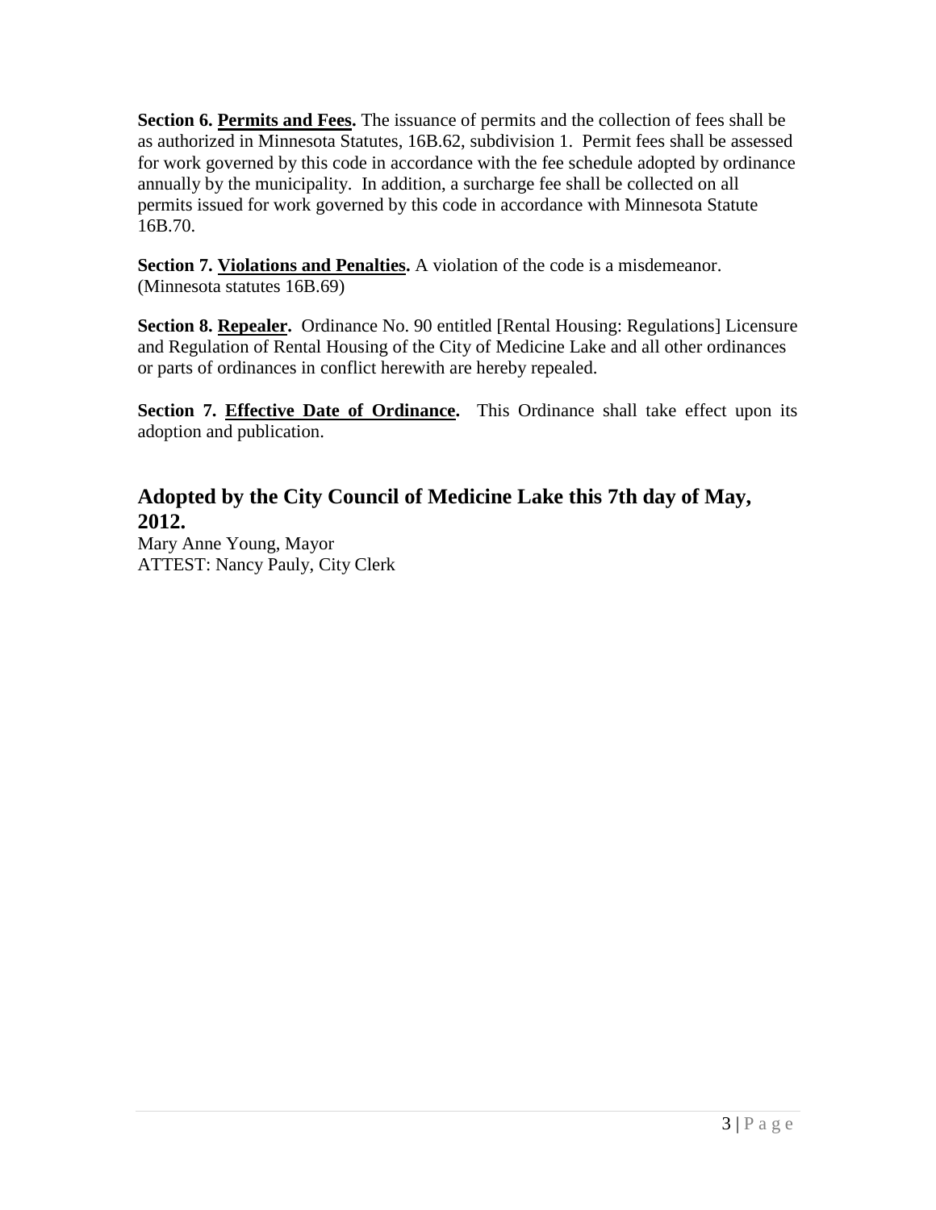**Section 6. Permits and Fees.** The issuance of permits and the collection of fees shall be as authorized in Minnesota Statutes, 16B.62, subdivision 1. Permit fees shall be assessed for work governed by this code in accordance with the fee schedule adopted by ordinance annually by the municipality. In addition, a surcharge fee shall be collected on all permits issued for work governed by this code in accordance with Minnesota Statute 16B.70.

**Section 7. Violations and Penalties.** A violation of the code is a misdemeanor. (Minnesota statutes 16B.69)

**Section 8. Repealer.** Ordinance No. 90 entitled [Rental Housing: Regulations] Licensure and Regulation of Rental Housing of the City of Medicine Lake and all other ordinances or parts of ordinances in conflict herewith are hereby repealed.

**Section 7. Effective Date of Ordinance.** This Ordinance shall take effect upon its adoption and publication.

## Adopted by the City Council of Medicine Lake this 7th day of May, 2012.

Mary Anne Young, Mayor
ATTEST: Nancy Pauly, City Clerk